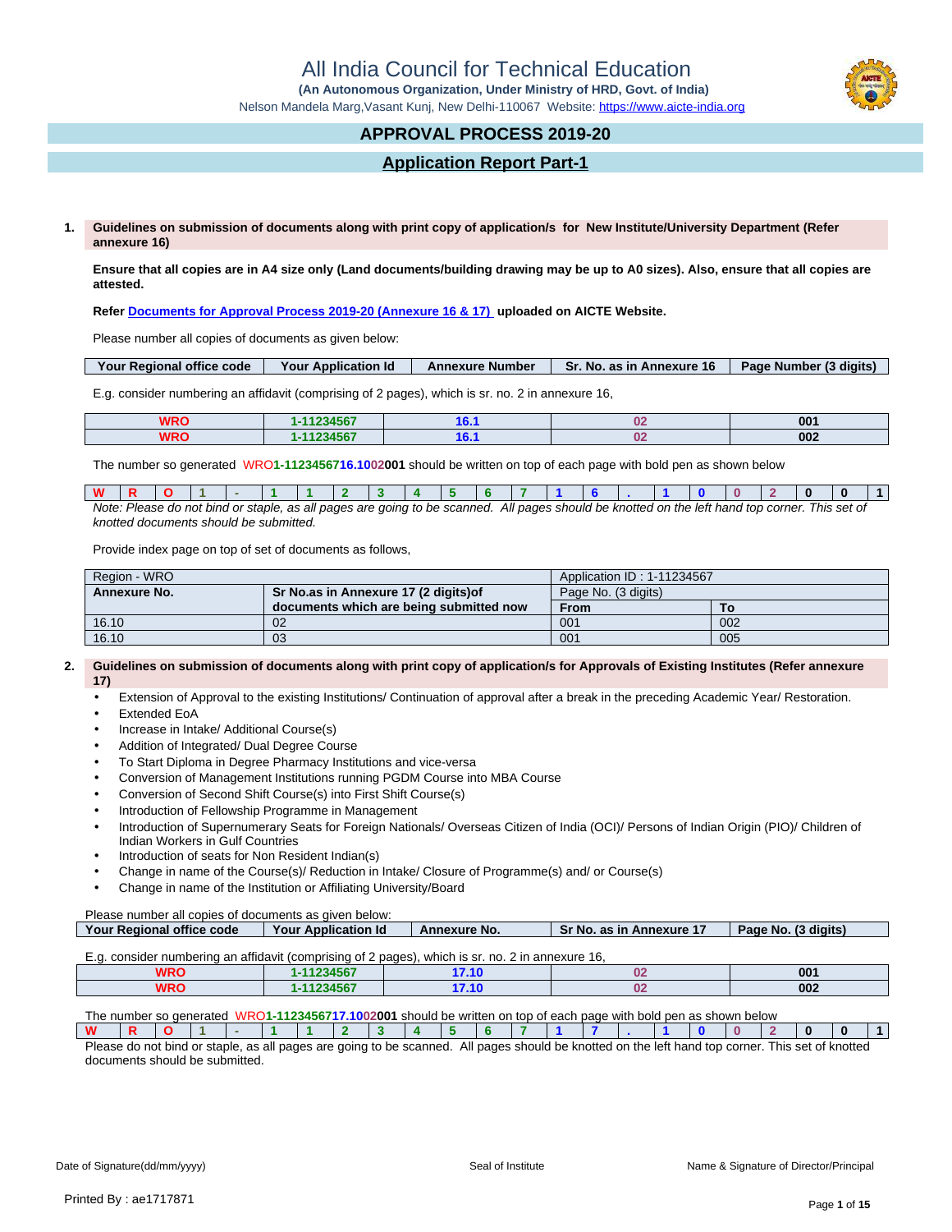# All India Council for Technical Education

**(An Autonomous Organization, Under Ministry of HRD, Govt. of India)**

Nelson Mandela Marg,Vasant Kunj, New Delhi-110067 Website: https://www.aicte-india.org

## APPROVAL PROCESS 2019-20

## Application Report Part-1

**1. Guidelines on submission of documents along with print copy of application/s for New Institute/University Department (Refer annexure 16)**

**Ensure that all copies are in A4 size only (Land documents/building drawing may be up to A0 sizes). Also, ensure that all copies are attested.**

**Refer Documents for Approval Process 2019-20 (Annexure 16 & 17) uploaded on AICTE Website.**

Please number all copies of documents as given below:

| Your Regional office code | Your Application Id | Annexure Number | Sr. No. as in Annexure 16 | Page Number (3 digits) |
|---|---|---|---|---|

E.g. consider numbering an affidavit (comprising of 2 pages), which is sr. no. 2 in annexure 16,

| | | | | |
|---|---|---|---|---|
| WRO | 1-11234567 | 16.1 | 02 | 001 |
| WRO | 1-11234567 | 16.1 | 02 | 002 |

The number so generated WRO1-1123456716.1002001 should be written on top of each page with bold pen as shown below

| W | R | O | 1 | - | 1 | 1 | 2 | 3 | 4 | 5 | 6 | 7 | 1 | 6 | . | 1 | 0 | 0 | 2 | 0 | 0 | 1 |
|---|---|---|---|---|---|---|---|---|---|---|---|---|---|---|---|---|---|---|---|---|---|---|

*Note: Please do not bind or staple, as all pages are going to be scanned. All pages should be knotted on the left hand top corner. This set of knotted documents should be submitted.*

Provide index page on top of set of documents as follows,

| Region - WRO | | Application ID : 1-11234567 | |
|---|---|---|---|
| **Annexure No.** | **Sr No.as in Annexure 17 (2 digits)of documents which are being submitted now** | Page No. (3 digits) | |
| | | **From** | **To** |
| 16.10 | 02 | 001 | 002 |
| 16.10 | 03 | 001 | 005 |

**2. Guidelines on submission of documents along with print copy of application/s for Approvals of Existing Institutes (Refer annexure 17)**

- Extension of Approval to the existing Institutions/ Continuation of approval after a break in the preceding Academic Year/ Restoration.
- Extended EoA
- Increase in Intake/ Additional Course(s)
- Addition of Integrated/ Dual Degree Course
- To Start Diploma in Degree Pharmacy Institutions and vice-versa
- Conversion of Management Institutions running PGDM Course into MBA Course
- Conversion of Second Shift Course(s) into First Shift Course(s)
- Introduction of Fellowship Programme in Management
- Introduction of Supernumerary Seats for Foreign Nationals/ Overseas Citizen of India (OCI)/ Persons of Indian Origin (PIO)/ Children of Indian Workers in Gulf Countries
- Introduction of seats for Non Resident Indian(s)
- Change in name of the Course(s)/ Reduction in Intake/ Closure of Programme(s) and/ or Course(s)
- Change in name of the Institution or Affiliating University/Board

Please number all copies of documents as given below:

| Your Regional office code | Your Application Id | Annexure No. | Sr No. as in Annexure 17 | Page No. (3 digits) |
|---|---|---|---|---|

E.g. consider numbering an affidavit (comprising of 2 pages), which is sr. no. 2 in annexure 16,

| | | | | |
|---|---|---|---|---|
| WRO | 1-11234567 | 17.10 | 02 | 001 |
| WRO | 1-11234567 | 17.10 | 02 | 002 |

The number so generated WRO1-1123456717.1002001 should be written on top of each page with bold pen as shown below

| W | R | O | 1 | - | 1 | 1 | 2 | 3 | 4 | 5 | 6 | 7 | 1 | 7 | . | 1 | 0 | 0 | 2 | 0 | 0 | 1 |
|---|---|---|---|---|---|---|---|---|---|---|---|---|---|---|---|---|---|---|---|---|---|---|

Please do not bind or staple, as all pages are going to be scanned. All pages should be knotted on the left hand top corner. This set of knotted documents should be submitted.

Date of Signature(dd/mm/yyyy) | Seal of Institute | Name & Signature of Director/Principal

Printed By : ae1717871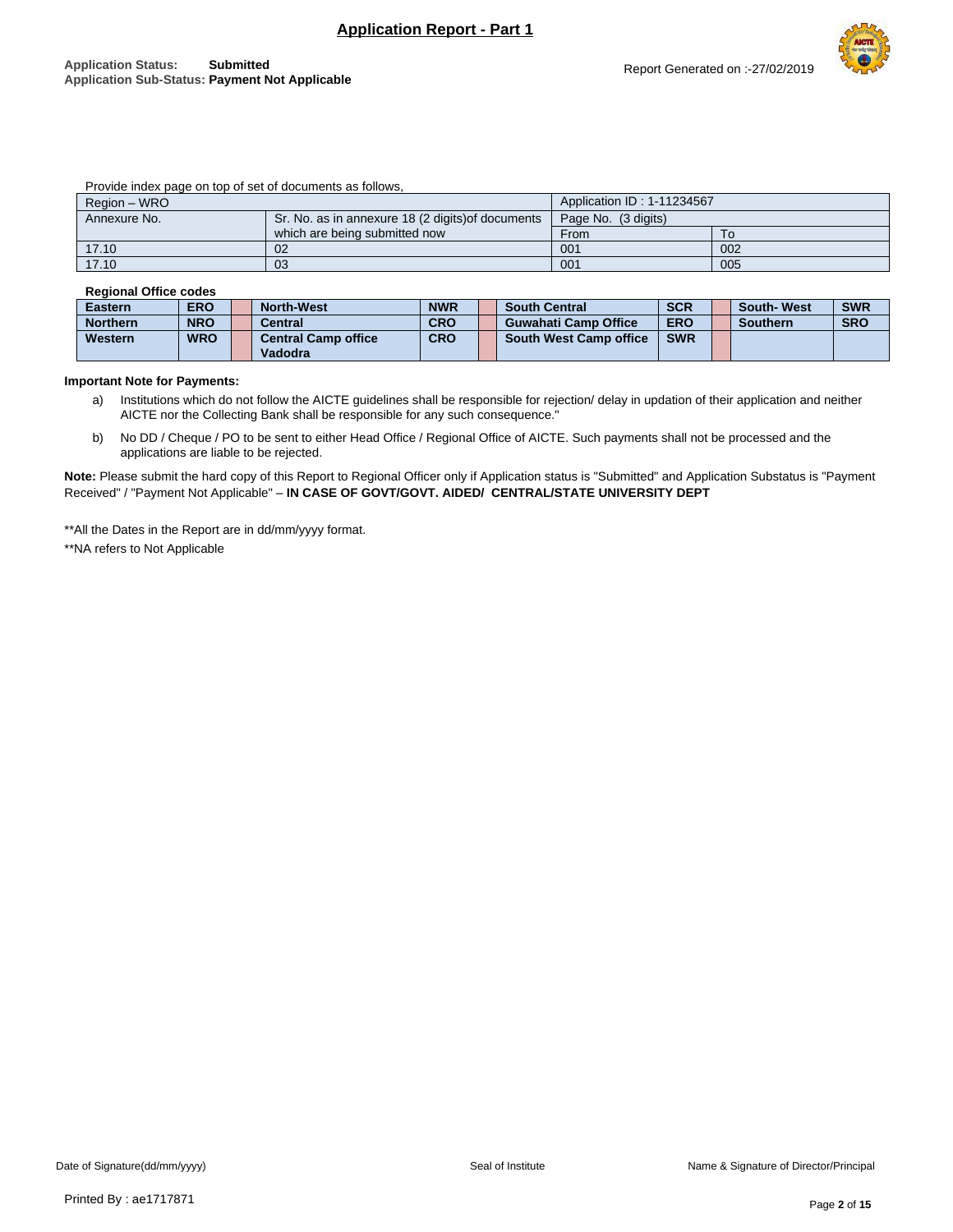## Application Report - Part 1

**Application Status:** **Submitted**
**Application Sub-Status:** **Payment Not Applicable**

Report Generated on :-27/02/2019

Provide index page on top of set of documents as follows,

| Region – WRO | | Application ID : 1-11234567 | |
|---|---|---|---|
| Annexure No. | Sr. No. as in annexure 18 (2 digits)of documents which are being submitted now | Page No. (3 digits) | |
| | | From | To |
| 17.10 | 02 | 001 | 002 |
| 17.10 | 03 | 001 | 005 |

**Regional Office codes**

| Eastern | ERO | | North-West | NWR | | South Central | SCR | | South- West | SWR |
|---|---|---|---|---|---|---|---|---|---|---|
| **Northern** | **NRO** | | **Central** | **CRO** | | **Guwahati Camp Office** | **ERO** | | **Southern** | **SRO** |
| **Western** | **WRO** | | **Central Camp office Vadodra** | **CRO** | | **South West Camp office** | **SWR** | | | |

**Important Note for Payments:**

a) Institutions which do not follow the AICTE guidelines shall be responsible for rejection/ delay in updation of their application and neither AICTE nor the Collecting Bank shall be responsible for any such consequence."

b) No DD / Cheque / PO to be sent to either Head Office / Regional Office of AICTE. Such payments shall not be processed and the applications are liable to be rejected.

**Note:** Please submit the hard copy of this Report to Regional Officer only if Application status is "Submitted" and Application Substatus is "Payment Received" / "Payment Not Applicable" – **IN CASE OF GOVT/GOVT. AIDED/ CENTRAL/STATE UNIVERSITY DEPT**

**All the Dates in the Report are in dd/mm/yyyy format.

**NA refers to Not Applicable

Date of Signature(dd/mm/yyyy) Seal of Institute Name & Signature of Director/Principal

Printed By : ae1717871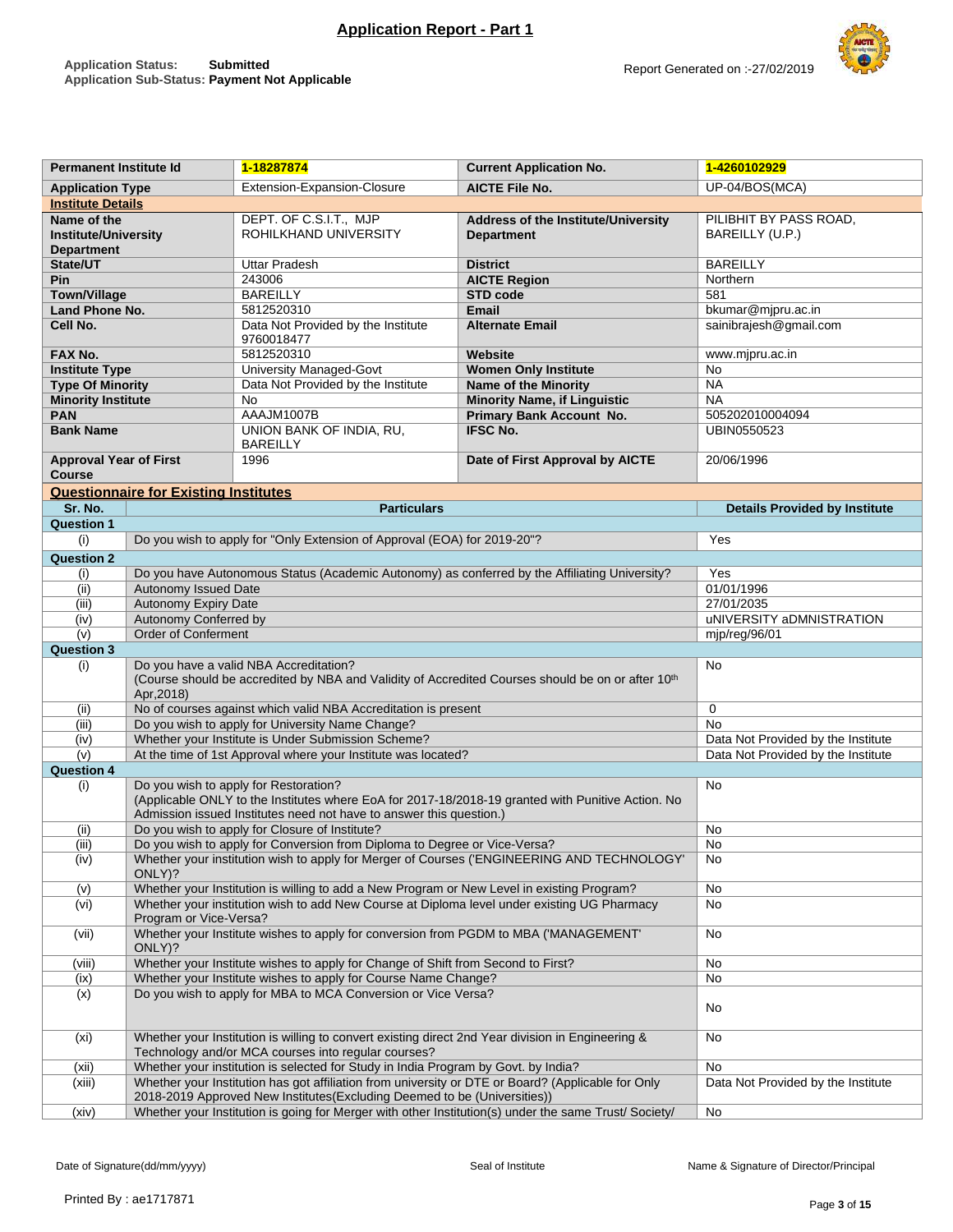# Application Report - Part 1

**Application Status:** Submitted
**Application Sub-Status:** Payment Not Applicable

Report Generated on :-27/02/2019

| Permanent Institute Id | 1-18287874 | Current Application No. | 1-4260102929 |
|---|---|---|---|
| Application Type | Extension-Expansion-Closure | AICTE File No. | UP-04/BOS(MCA) |
| **Institute Details** | | | |
| Name of the Institute/University Department | DEPT. OF C.S.I.T., MJP ROHILKHAND UNIVERSITY | Address of the Institute/University Department | PILIBHIT BY PASS ROAD, BAREILLY (U.P.) |
| State/UT | Uttar Pradesh | District | BAREILLY |
| Pin | 243006 | AICTE Region | Northern |
| Town/Village | BAREILLY | STD code | 581 |
| Land Phone No. | 5812520310 | Email | bkumar@mjpru.ac.in |
| Cell No. | Data Not Provided by the Institute 9760018477 | Alternate Email | sainibrajesh@gmail.com |
| FAX No. | 5812520310 | Website | www.mjpru.ac.in |
| Institute Type | University Managed-Govt | Women Only Institute | No |
| Type Of Minority | Data Not Provided by the Institute | Name of the Minority | NA |
| Minority Institute | No | Minority Name, if Linguistic | NA |
| PAN | AAAJM1007B | Primary Bank Account No. | 505202010004094 |
| Bank Name | UNION BANK OF INDIA, RU, BAREILLY | IFSC No. | UBIN0550523 |
| Approval Year of First Course | 1996 | Date of First Approval by AICTE | 20/06/1996 |

## Questionnaire for Existing Institutes

| Sr. No. | Particulars | Details Provided by Institute |
|---|---|---|
| **Question 1** | | |
| (i) | Do you wish to apply for "Only Extension of Approval (EOA) for 2019-20"? | Yes |
| **Question 2** | | |
| (i) | Do you have Autonomous Status (Academic Autonomy) as conferred by the Affiliating University? | Yes |
| (ii) | Autonomy Issued Date | 01/01/1996 |
| (iii) | Autonomy Expiry Date | 27/01/2035 |
| (iv) | Autonomy Conferred by | uNIVERSITY aDMNISTRATION |
| (v) | Order of Conferment | mjp/reg/96/01 |
| **Question 3** | | |
| (i) | Do you have a valid NBA Accreditation? (Course should be accredited by NBA and Validity of Accredited Courses should be on or after 10th Apr,2018) | No |
| (ii) | No of courses against which valid NBA Accreditation is present | 0 |
| (iii) | Do you wish to apply for University Name Change? | No |
| (iv) | Whether your Institute is Under Submission Scheme? | Data Not Provided by the Institute |
| (v) | At the time of 1st Approval where your Institute was located? | Data Not Provided by the Institute |
| **Question 4** | | |
| (i) | Do you wish to apply for Restoration? (Applicable ONLY to the Institutes where EoA for 2017-18/2018-19 granted with Punitive Action. No Admission issued Institutes need not have to answer this question.) | No |
| (ii) | Do you wish to apply for Closure of Institute? | No |
| (iii) | Do you wish to apply for Conversion from Diploma to Degree or Vice-Versa? | No |
| (iv) | Whether your institution wish to apply for Merger of Courses ('ENGINEERING AND TECHNOLOGY' ONLY)? | No |
| (v) | Whether your Institution is willing to add a New Program or New Level in existing Program? | No |
| (vi) | Whether your institution wish to add New Course at Diploma level under existing UG Pharmacy Program or Vice-Versa? | No |
| (vii) | Whether your Institute wishes to apply for conversion from PGDM to MBA ('MANAGEMENT' ONLY)? | No |
| (viii) | Whether your Institute wishes to apply for Change of Shift from Second to First? | No |
| (ix) | Whether your Institute wishes to apply for Course Name Change? | No |
| (x) | Do you wish to apply for MBA to MCA Conversion or Vice Versa? | No |
| (xi) | Whether your Institution is willing to convert existing direct 2nd Year division in Engineering & Technology and/or MCA courses into regular courses? | No |
| (xii) | Whether your institution is selected for Study in India Program by Govt. by India? | No |
| (xiii) | Whether your Institution has got affiliation from university or DTE or Board? (Applicable for Only 2018-2019 Approved New Institutes(Excluding Deemed to be (Universities)) | Data Not Provided by the Institute |
| (xiv) | Whether your Institution is going for Merger with other Institution(s) under the same Trust/ Society/ | No |

Date of Signature(dd/mm/yyyy) Seal of Institute Name & Signature of Director/Principal

Printed By : ae1717871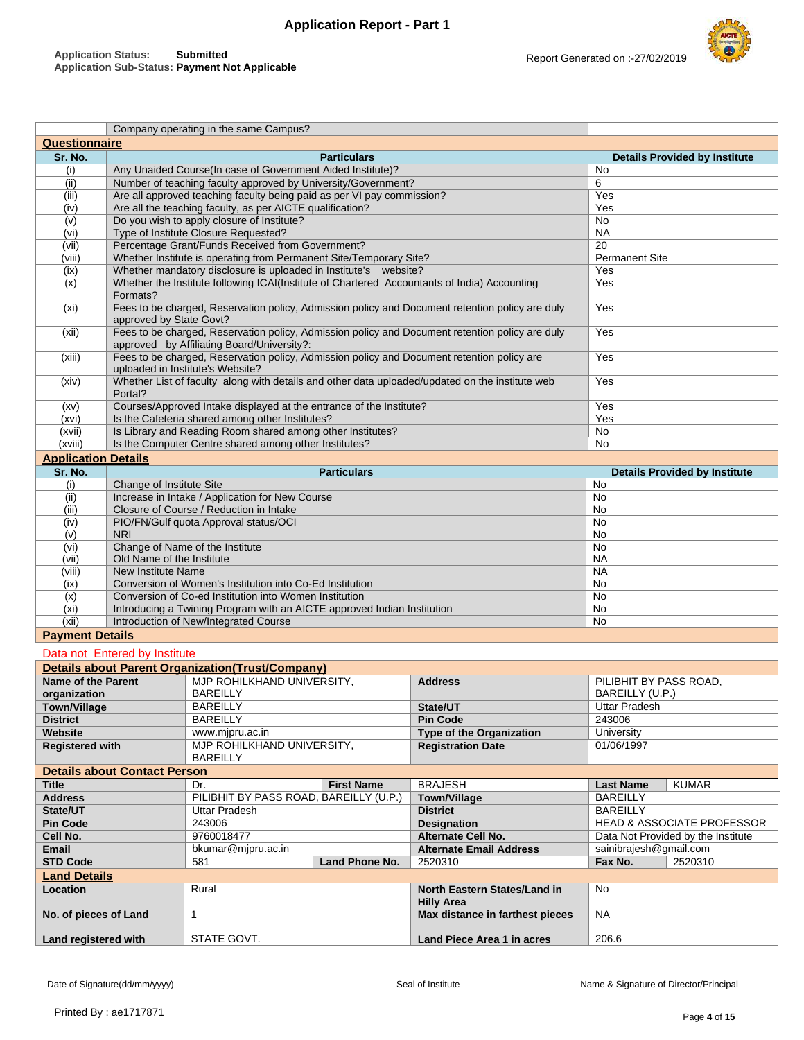# Application Report - Part 1

**Application Status:** Submitted
**Application Sub-Status:** Payment Not Applicable

Report Generated on :-27/02/2019

| | Company operating in the same Campus? | |
|---|---|---|

## Questionnaire

| Sr. No. | Particulars | Details Provided by Institute |
|---|---|---|
| (i) | Any Unaided Course(In case of Government Aided Institute)? | No |
| (ii) | Number of teaching faculty approved by University/Government? | 6 |
| (iii) | Are all approved teaching faculty being paid as per VI pay commission? | Yes |
| (iv) | Are all the teaching faculty, as per AICTE qualification? | Yes |
| (v) | Do you wish to apply closure of Institute? | No |
| (vi) | Type of Institute Closure Requested? | NA |
| (vii) | Percentage Grant/Funds Received from Government? | 20 |
| (viii) | Whether Institute is operating from Permanent Site/Temporary Site? | Permanent Site |
| (ix) | Whether mandatory disclosure is uploaded in Institute's website? | Yes |
| (x) | Whether the Institute following ICAI(Institute of Chartered Accountants of India) Accounting Formats? | Yes |
| (xi) | Fees to be charged, Reservation policy, Admission policy and Document retention policy are duly approved by State Govt? | Yes |
| (xii) | Fees to be charged, Reservation policy, Admission policy and Document retention policy are duly approved by Affiliating Board/University?: | Yes |
| (xiii) | Fees to be charged, Reservation policy, Admission policy and Document retention policy are uploaded in Institute's Website? | Yes |
| (xiv) | Whether List of faculty along with details and other data uploaded/updated on the institute web Portal? | Yes |
| (xv) | Courses/Approved Intake displayed at the entrance of the Institute? | Yes |
| (xvi) | Is the Cafeteria shared among other Institutes? | Yes |
| (xvii) | Is Library and Reading Room shared among other Institutes? | No |
| (xviii) | Is the Computer Centre shared among other Institutes? | No |

## Application Details

| Sr. No. | Particulars | Details Provided by Institute |
|---|---|---|
| (i) | Change of Institute Site | No |
| (ii) | Increase in Intake / Application for New Course | No |
| (iii) | Closure of Course / Reduction in Intake | No |
| (iv) | PIO/FN/Gulf quota Approval status/OCI | No |
| (v) | NRI | No |
| (vi) | Change of Name of the Institute | No |
| (vii) | Old Name of the Institute | NA |
| (viii) | New Institute Name | NA |
| (ix) | Conversion of Women's Institution into Co-Ed Institution | No |
| (x) | Conversion of Co-ed Institution into Women Institution | No |
| (xi) | Introducing a Twining Program with an AICTE approved Indian Institution | No |
| (xii) | Introduction of New/Integrated Course | No |

## Payment Details

Data not Entered by Institute

## Details about Parent Organization(Trust/Company)

| | | | |
|---|---|---|---|
| **Name of the Parent organization** | MJP ROHILKHAND UNIVERSITY, BAREILLY | **Address** | PILIBHIT BY PASS ROAD, BAREILLY (U.P.) |
| **Town/Village** | BAREILLY | **State/UT** | Uttar Pradesh |
| **District** | BAREILLY | **Pin Code** | 243006 |
| **Website** | www.mjpru.ac.in | **Type of the Organization** | University |
| **Registered with** | MJP ROHILKHAND UNIVERSITY, BAREILLY | **Registration Date** | 01/06/1997 |

## Details about Contact Person

| | | | | | |
|---|---|---|---|---|---|
| **Title** | Dr. | **First Name** | BRAJESH | **Last Name** | KUMAR |
| **Address** | PILIBHIT BY PASS ROAD, BAREILLY (U.P.) | | **Town/Village** | BAREILLY | |
| **State/UT** | Uttar Pradesh | | **District** | BAREILLY | |
| **Pin Code** | 243006 | | **Designation** | HEAD & ASSOCIATE PROFESSOR | |
| **Cell No.** | 9760018477 | | **Alternate Cell No.** | Data Not Provided by the Institute | |
| **Email** | bkumar@mjpru.ac.in | | **Alternate Email Address** | sainibrajesh@gmail.com | |
| **STD Code** | 581 | **Land Phone No.** | 2520310 | **Fax No.** | 2520310 |

## Land Details

| | | | |
|---|---|---|---|
| **Location** | Rural | **North Eastern States/Land in Hilly Area** | No |
| **No. of pieces of Land** | 1 | **Max distance in farthest pieces** | NA |
| **Land registered with** | STATE GOVT. | **Land Piece Area 1 in acres** | 206.6 |

Date of Signature(dd/mm/yyyy) Seal of Institute Name & Signature of Director/Principal

Printed By : ae1717871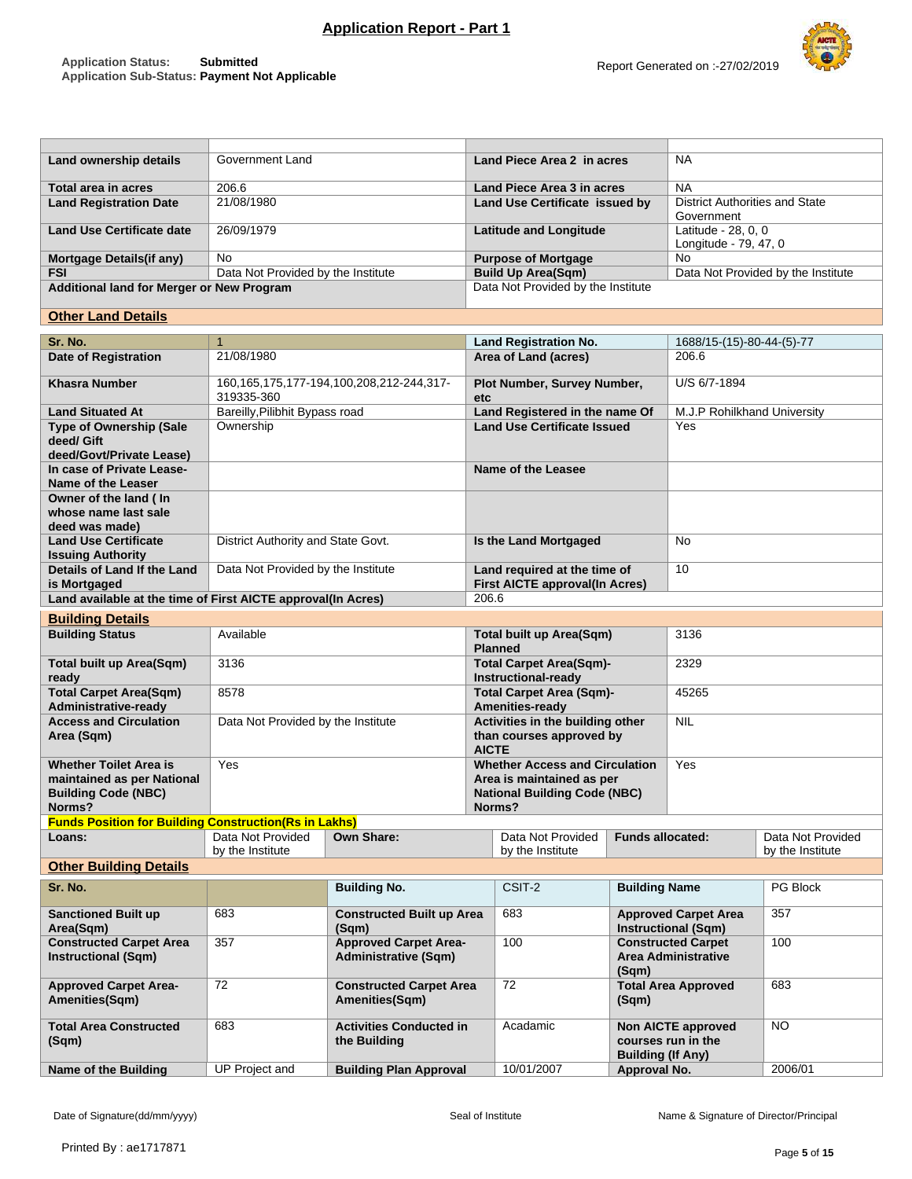## Application Report - Part 1

**Application Status:** **Submitted**
**Application Sub-Status:** **Payment Not Applicable**

Report Generated on :-27/02/2019

| | | | |
|---|---|---|---|
| **Land ownership details** | Government Land | **Land Piece Area 2 in acres** | NA |
| **Total area in acres** | 206.6 | **Land Piece Area 3 in acres** | NA |
| **Land Registration Date** | 21/08/1980 | **Land Use Certificate issued by** | District Authorities and State Government |
| **Land Use Certificate date** | 26/09/1979 | **Latitude and Longitude** | Latitude - 28, 0, 0 Longitude - 79, 47, 0 |
| **Mortgage Details(if any)** | No | **Purpose of Mortgage** | No |
| **FSI** | Data Not Provided by the Institute | **Build Up Area(Sqm)** | Data Not Provided by the Institute |
| **Additional land for Merger or New Program** | | Data Not Provided by the Institute | |

### Other Land Details

| | | | |
|---|---|---|---|
| **Sr. No.** | 1 | **Land Registration No.** | 1688/15-(15)-80-44-(5)-77 |
| **Date of Registration** | 21/08/1980 | **Area of Land (acres)** | 206.6 |
| **Khasra Number** | 160,165,175,177-194,100,208,212-244,317-319335-360 | **Plot Number, Survey Number, etc** | U/S 6/7-1894 |
| **Land Situated At** | Bareilly,Pilibhit Bypass road | **Land Registered in the name Of** | M.J.P Rohilkhand University |
| **Type of Ownership (Sale deed/ Gift deed/Govt/Private Lease)** | Ownership | **Land Use Certificate Issued** | Yes |
| **In case of Private Lease-Name of the Leaser** | | **Name of the Leasee** | |
| **Owner of the land ( In whose name last sale deed was made)** | | | |
| **Land Use Certificate Issuing Authority** | District Authority and State Govt. | **Is the Land Mortgaged** | No |
| **Details of Land If the Land is Mortgaged** | Data Not Provided by the Institute | **Land required at the time of First AICTE approval(In Acres)** | 10 |
| **Land available at the time of First AICTE approval(In Acres)** | | 206.6 | |

### Building Details

| | | | |
|---|---|---|---|
| **Building Status** | Available | **Total built up Area(Sqm) Planned** | 3136 |
| **Total built up Area(Sqm) ready** | 3136 | **Total Carpet Area(Sqm)-Instructional-ready** | 2329 |
| **Total Carpet Area(Sqm) Administrative-ready** | 8578 | **Total Carpet Area (Sqm)-Amenities-ready** | 45265 |
| **Access and Circulation Area (Sqm)** | Data Not Provided by the Institute | **Activities in the building other than courses approved by AICTE** | NIL |
| **Whether Toilet Area is maintained as per National Building Code (NBC) Norms?** | Yes | **Whether Access and Circulation Area is maintained as per National Building Code (NBC) Norms?** | Yes |

**Funds Position for Building Construction(Rs in Lakhs)**

| | | | | | |
|---|---|---|---|---|---|
| **Loans:** | Data Not Provided by the Institute | **Own Share:** | Data Not Provided by the Institute | **Funds allocated:** | Data Not Provided by the Institute |

### Other Building Details

| | | | | | |
|---|---|---|---|---|---|
| **Sr. No.** | | **Building No.** | CSIT-2 | **Building Name** | PG Block |
| **Sanctioned Built up Area(Sqm)** | 683 | **Constructed Built up Area (Sqm)** | 683 | **Approved Carpet Area Instructional (Sqm)** | 357 |
| **Constructed Carpet Area Instructional (Sqm)** | 357 | **Approved Carpet Area-Administrative (Sqm)** | 100 | **Constructed Carpet Area Administrative (Sqm)** | 100 |
| **Approved Carpet Area-Amenities(Sqm)** | 72 | **Constructed Carpet Area Amenities(Sqm)** | 72 | **Total Area Approved (Sqm)** | 683 |
| **Total Area Constructed (Sqm)** | 683 | **Activities Conducted in the Building** | Acadamic | **Non AICTE approved courses run in the Building (If Any)** | NO |
| **Name of the Building** | UP Project and | **Building Plan Approval** | 10/01/2007 | **Approval No.** | 2006/01 |

Date of Signature(dd/mm/yyyy) | Seal of Institute | Name & Signature of Director/Principal

Printed By : ae1717871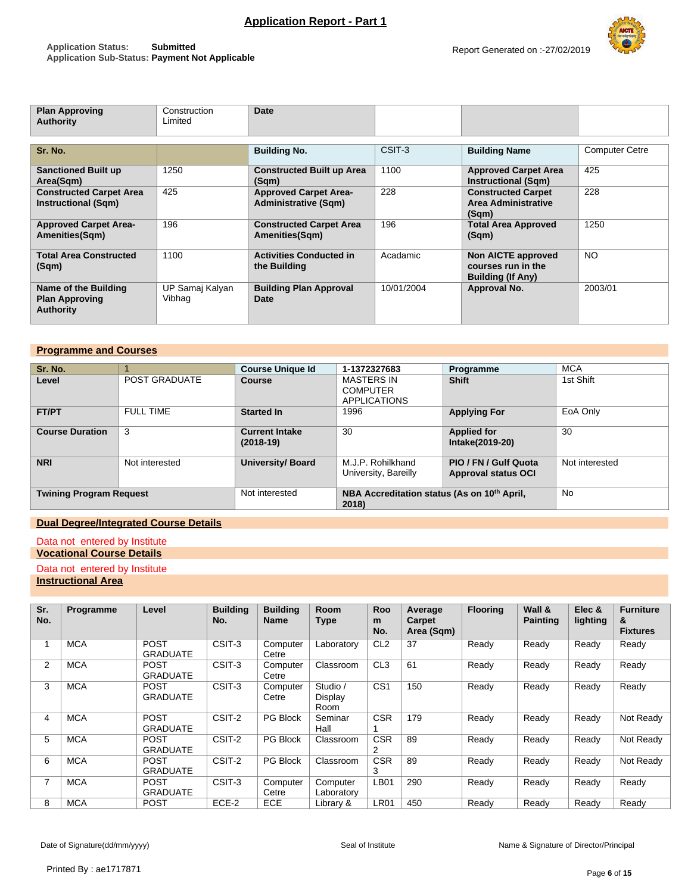## Application Report - Part 1

**Application Status:** Submitted
**Application Sub-Status:** Payment Not Applicable

Report Generated on :-27/02/2019

| Plan Approving Authority | Construction Limited | Date | | | |
|---|---|---|---|---|---|

| Sr. No. | | Building No. | CSIT-3 | Building Name | Computer Cetre |
|---|---|---|---|---|---|
| Sanctioned Built up Area(Sqm) | 1250 | Constructed Built up Area (Sqm) | 1100 | Approved Carpet Area Instructional (Sqm) | 425 |
| Constructed Carpet Area Instructional (Sqm) | 425 | Approved Carpet Area-Administrative (Sqm) | 228 | Constructed Carpet Area Administrative (Sqm) | 228 |
| Approved Carpet Area-Amenities(Sqm) | 196 | Constructed Carpet Area Amenities(Sqm) | 196 | Total Area Approved (Sqm) | 1250 |
| Total Area Constructed (Sqm) | 1100 | Activities Conducted in the Building | Acadamic | Non AICTE approved courses run in the Building (If Any) | NO |
| Name of the Building Plan Approving Authority | UP Samaj Kalyan Vibhag | Building Plan Approval Date | 10/01/2004 | Approval No. | 2003/01 |

## Programme and Courses

| Sr. No. | 1 | Course Unique Id | 1-1372327683 | Programme | MCA |
|---|---|---|---|---|---|
| Level | POST GRADUATE | Course | MASTERS IN COMPUTER APPLICATIONS | Shift | 1st Shift |
| FT/PT | FULL TIME | Started In | 1996 | Applying For | EoA Only |
| Course Duration | 3 | Current Intake (2018-19) | 30 | Applied for Intake(2019-20) | 30 |
| NRI | Not interested | University/ Board | M.J.P. Rohilkhand University, Bareilly | PIO / FN / Gulf Quota Approval status OCI | Not interested |
| Twining Program Request | | Not interested | NBA Accreditation status (As on 10th April, 2018) | | No |

## Dual Degree/Integrated Course Details

Data not entered by Institute

## Vocational Course Details

Data not entered by Institute

## Instructional Area

| Sr. No. | Programme | Level | Building No. | Building Name | Room Type | Room No. | Average Carpet Area (Sqm) | Flooring | Wall & Painting | Elec & lighting | Furniture & Fixtures |
|---|---|---|---|---|---|---|---|---|---|---|---|
| 1 | MCA | POST GRADUATE | CSIT-3 | Computer Cetre | Laboratory | CL2 | 37 | Ready | Ready | Ready | Ready |
| 2 | MCA | POST GRADUATE | CSIT-3 | Computer Cetre | Classroom | CL3 | 61 | Ready | Ready | Ready | Ready |
| 3 | MCA | POST GRADUATE | CSIT-3 | Computer Cetre | Studio / Display Room | CS1 | 150 | Ready | Ready | Ready | Ready |
| 4 | MCA | POST GRADUATE | CSIT-2 | PG Block | Seminar Hall | CSR 1 | 179 | Ready | Ready | Ready | Not Ready |
| 5 | MCA | POST GRADUATE | CSIT-2 | PG Block | Classroom | CSR 2 | 89 | Ready | Ready | Ready | Not Ready |
| 6 | MCA | POST GRADUATE | CSIT-2 | PG Block | Classroom | CSR 3 | 89 | Ready | Ready | Ready | Not Ready |
| 7 | MCA | POST GRADUATE | CSIT-3 | Computer Cetre | Computer Laboratory | LB01 | 290 | Ready | Ready | Ready | Ready |
| 8 | MCA | POST | ECE-2 | ECE | Library & | LR01 | 450 | Ready | Ready | Ready | Ready |

Date of Signature(dd/mm/yyyy) Seal of Institute Name & Signature of Director/Principal

Printed By : ae1717871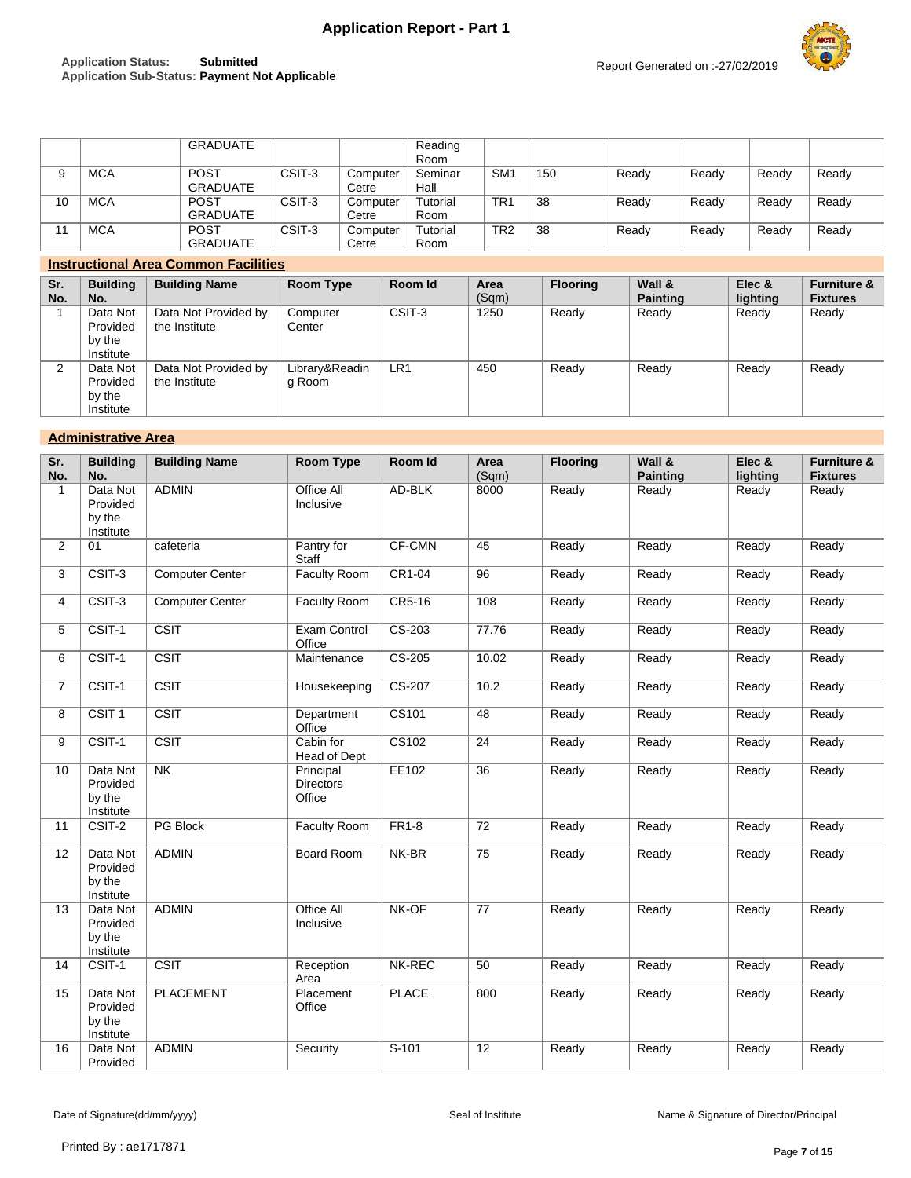## Application Report - Part 1

**Application Status:** Submitted
**Application Sub-Status:** Payment Not Applicable

Report Generated on :-27/02/2019

| | | | | | | | | | | |
|---|---|---|---|---|---|---|---|---|---|---|
| | | GRADUATE | | | Reading Room | | | | | |
| 9 | MCA | POST GRADUATE | CSIT-3 | Computer Cetre | Seminar Hall | SM1 | 150 | Ready | Ready | Ready | Ready |
| 10 | MCA | POST GRADUATE | CSIT-3 | Computer Cetre | Tutorial Room | TR1 | 38 | Ready | Ready | Ready | Ready |
| 11 | MCA | POST GRADUATE | CSIT-3 | Computer Cetre | Tutorial Room | TR2 | 38 | Ready | Ready | Ready | Ready |

### Instructional Area Common Facilities

| Sr. No. | Building No. | Building Name | Room Type | Room Id | Area (Sqm) | Flooring | Wall & Painting | Elec & lighting | Furniture & Fixtures |
|---|---|---|---|---|---|---|---|---|---|
| 1 | Data Not Provided by the Institute | Data Not Provided by the Institute | Computer Center | CSIT-3 | 1250 | Ready | Ready | Ready | Ready |
| 2 | Data Not Provided by the Institute | Data Not Provided by the Institute | Library&Reading Room | LR1 | 450 | Ready | Ready | Ready | Ready |

### Administrative Area

| Sr. No. | Building No. | Building Name | Room Type | Room Id | Area (Sqm) | Flooring | Wall & Painting | Elec & lighting | Furniture & Fixtures |
|---|---|---|---|---|---|---|---|---|---|
| 1 | Data Not Provided by the Institute | ADMIN | Office All Inclusive | AD-BLK | 8000 | Ready | Ready | Ready | Ready |
| 2 | 01 | cafeteria | Pantry for Staff | CF-CMN | 45 | Ready | Ready | Ready | Ready |
| 3 | CSIT-3 | Computer Center | Faculty Room | CR1-04 | 96 | Ready | Ready | Ready | Ready |
| 4 | CSIT-3 | Computer Center | Faculty Room | CR5-16 | 108 | Ready | Ready | Ready | Ready |
| 5 | CSIT-1 | CSIT | Exam Control Office | CS-203 | 77.76 | Ready | Ready | Ready | Ready |
| 6 | CSIT-1 | CSIT | Maintenance | CS-205 | 10.02 | Ready | Ready | Ready | Ready |
| 7 | CSIT-1 | CSIT | Housekeeping | CS-207 | 10.2 | Ready | Ready | Ready | Ready |
| 8 | CSIT 1 | CSIT | Department Office | CS101 | 48 | Ready | Ready | Ready | Ready |
| 9 | CSIT-1 | CSIT | Cabin for Head of Dept | CS102 | 24 | Ready | Ready | Ready | Ready |
| 10 | Data Not Provided by the Institute | NK | Principal Directors Office | EE102 | 36 | Ready | Ready | Ready | Ready |
| 11 | CSIT-2 | PG Block | Faculty Room | FR1-8 | 72 | Ready | Ready | Ready | Ready |
| 12 | Data Not Provided by the Institute | ADMIN | Board Room | NK-BR | 75 | Ready | Ready | Ready | Ready |
| 13 | Data Not Provided by the Institute | ADMIN | Office All Inclusive | NK-OF | 77 | Ready | Ready | Ready | Ready |
| 14 | CSIT-1 | CSIT | Reception Area | NK-REC | 50 | Ready | Ready | Ready | Ready |
| 15 | Data Not Provided by the Institute | PLACEMENT | Placement Office | PLACE | 800 | Ready | Ready | Ready | Ready |
| 16 | Data Not Provided | ADMIN | Security | S-101 | 12 | Ready | Ready | Ready | Ready |

Date of Signature(dd/mm/yyyy) Seal of Institute Name & Signature of Director/Principal

Printed By : ae1717871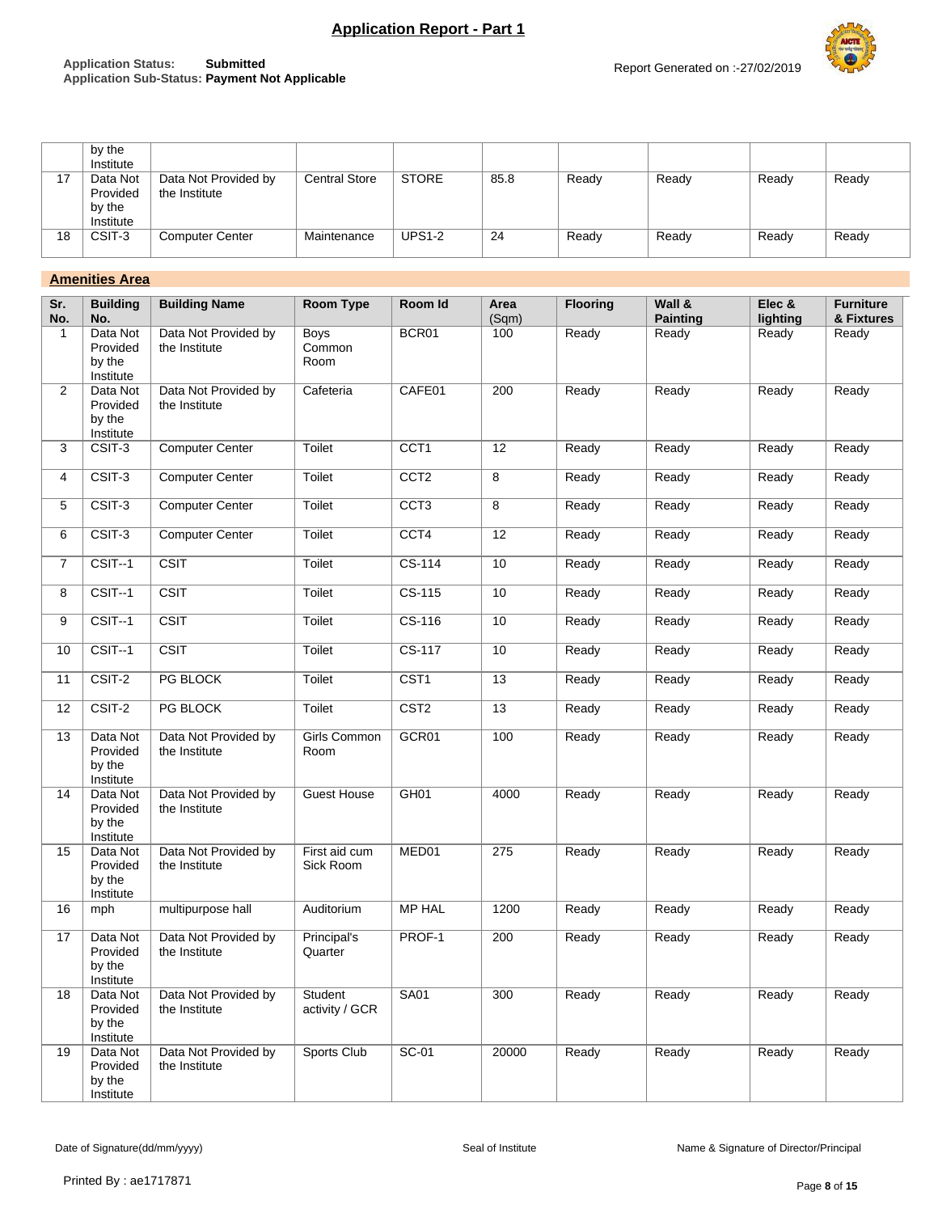| | by the Institute | | | | | | | | |
|---|---|---|---|---|---|---|---|---|---|
| 17 | Data Not Provided by the Institute | Data Not Provided by the Institute | Central Store | STORE | 85.8 | Ready | Ready | Ready | Ready |
| 18 | CSIT-3 | Computer Center | Maintenance | UPS1-2 | 24 | Ready | Ready | Ready | Ready |

## Amenities Area

| Sr. No. | Building No. | Building Name | Room Type | Room Id | Area (Sqm) | Flooring | Wall & Painting | Elec & lighting | Furniture & Fixtures |
|---|---|---|---|---|---|---|---|---|---|
| 1 | Data Not Provided by the Institute | Data Not Provided by the Institute | Boys Common Room | BCR01 | 100 | Ready | Ready | Ready | Ready |
| 2 | Data Not Provided by the Institute | Data Not Provided by the Institute | Cafeteria | CAFE01 | 200 | Ready | Ready | Ready | Ready |
| 3 | CSIT-3 | Computer Center | Toilet | CCT1 | 12 | Ready | Ready | Ready | Ready |
| 4 | CSIT-3 | Computer Center | Toilet | CCT2 | 8 | Ready | Ready | Ready | Ready |
| 5 | CSIT-3 | Computer Center | Toilet | CCT3 | 8 | Ready | Ready | Ready | Ready |
| 6 | CSIT-3 | Computer Center | Toilet | CCT4 | 12 | Ready | Ready | Ready | Ready |
| 7 | CSIT--1 | CSIT | Toilet | CS-114 | 10 | Ready | Ready | Ready | Ready |
| 8 | CSIT--1 | CSIT | Toilet | CS-115 | 10 | Ready | Ready | Ready | Ready |
| 9 | CSIT--1 | CSIT | Toilet | CS-116 | 10 | Ready | Ready | Ready | Ready |
| 10 | CSIT--1 | CSIT | Toilet | CS-117 | 10 | Ready | Ready | Ready | Ready |
| 11 | CSIT-2 | PG BLOCK | Toilet | CST1 | 13 | Ready | Ready | Ready | Ready |
| 12 | CSIT-2 | PG BLOCK | Toilet | CST2 | 13 | Ready | Ready | Ready | Ready |
| 13 | Data Not Provided by the Institute | Data Not Provided by the Institute | Girls Common Room | GCR01 | 100 | Ready | Ready | Ready | Ready |
| 14 | Data Not Provided by the Institute | Data Not Provided by the Institute | Guest House | GH01 | 4000 | Ready | Ready | Ready | Ready |
| 15 | Data Not Provided by the Institute | Data Not Provided by the Institute | First aid cum Sick Room | MED01 | 275 | Ready | Ready | Ready | Ready |
| 16 | mph | multipurpose hall | Auditorium | MP HAL | 1200 | Ready | Ready | Ready | Ready |
| 17 | Data Not Provided by the Institute | Data Not Provided by the Institute | Principal's Quarter | PROF-1 | 200 | Ready | Ready | Ready | Ready |
| 18 | Data Not Provided by the Institute | Data Not Provided by the Institute | Student activity / GCR | SA01 | 300 | Ready | Ready | Ready | Ready |
| 19 | Data Not Provided by the Institute | Data Not Provided by the Institute | Sports Club | SC-01 | 20000 | Ready | Ready | Ready | Ready |

Date of Signature(dd/mm/yyyy) &nbsp;&nbsp;&nbsp; Seal of Institute &nbsp;&nbsp;&nbsp; Name & Signature of Director/Principal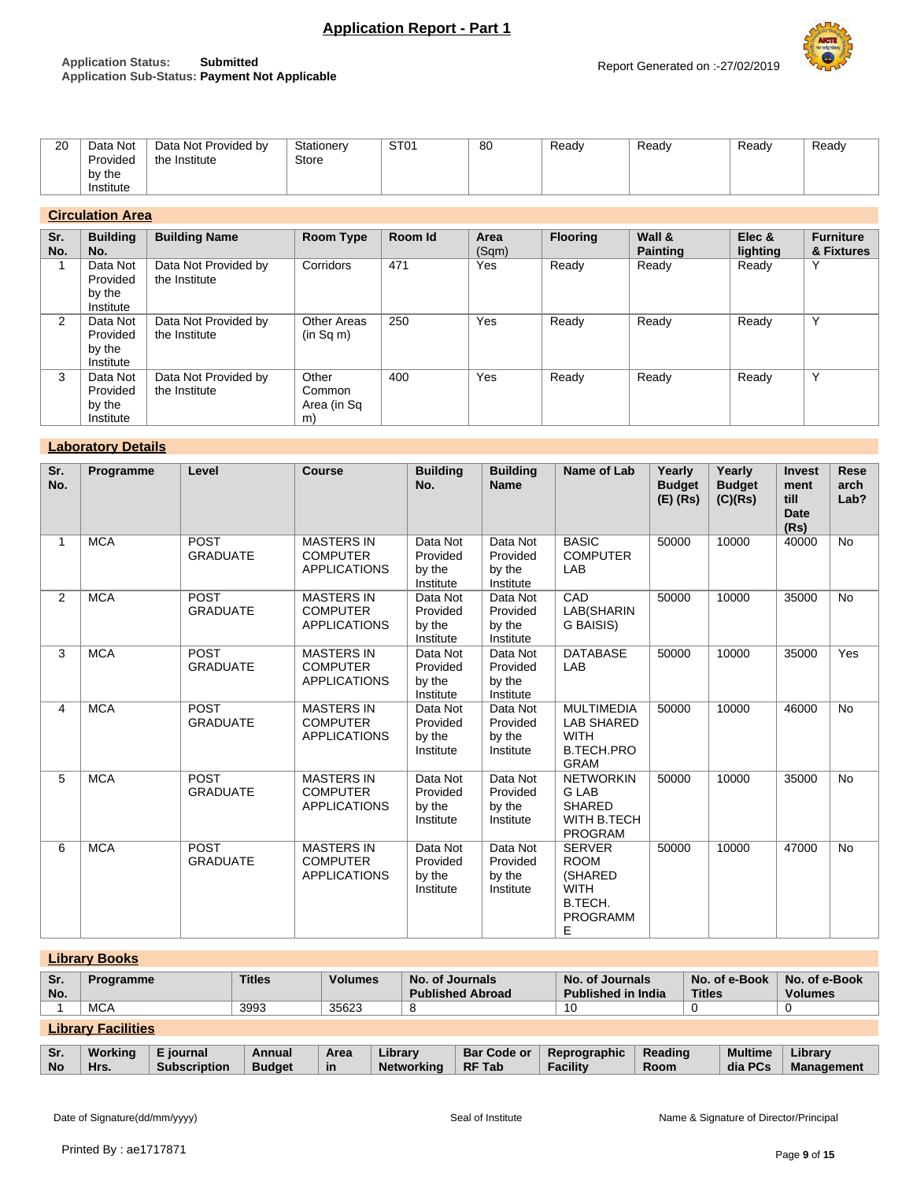## Application Report - Part 1

**Application Status:** **Submitted**
**Application Sub-Status:** **Payment Not Applicable**

Report Generated on :-27/02/2019

| 20 | Data Not Provided by the Institute | Data Not Provided by the Institute | Stationery Store | ST01 | 80 | Ready | Ready | Ready | Ready |
|---|---|---|---|---|---|---|---|---|---|

### Circulation Area

| Sr. No. | Building No. | Building Name | Room Type | Room Id | Area (Sqm) | Flooring | Wall & Painting | Elec & lighting | Furniture & Fixtures |
|---|---|---|---|---|---|---|---|---|---|
| 1 | Data Not Provided by the Institute | Data Not Provided by the Institute | Corridors | 471 | Yes | Ready | Ready | Ready | Y |
| 2 | Data Not Provided by the Institute | Data Not Provided by the Institute | Other Areas (in Sq m) | 250 | Yes | Ready | Ready | Ready | Y |
| 3 | Data Not Provided by the Institute | Data Not Provided by the Institute | Other Common Area (in Sq m) | 400 | Yes | Ready | Ready | Ready | Y |

### Laboratory Details

| Sr. No. | Programme | Level | Course | Building No. | Building Name | Name of Lab | Yearly Budget (E) (Rs) | Yearly Budget (C)(Rs) | Investment till Date (Rs) | Research Lab? |
|---|---|---|---|---|---|---|---|---|---|---|
| 1 | MCA | POST GRADUATE | MASTERS IN COMPUTER APPLICATIONS | Data Not Provided by the Institute | Data Not Provided by the Institute | BASIC COMPUTER LAB | 50000 | 10000 | 40000 | No |
| 2 | MCA | POST GRADUATE | MASTERS IN COMPUTER APPLICATIONS | Data Not Provided by the Institute | Data Not Provided by the Institute | CAD LAB(SHARING BAISIS) | 50000 | 10000 | 35000 | No |
| 3 | MCA | POST GRADUATE | MASTERS IN COMPUTER APPLICATIONS | Data Not Provided by the Institute | Data Not Provided by the Institute | DATABASE LAB | 50000 | 10000 | 35000 | Yes |
| 4 | MCA | POST GRADUATE | MASTERS IN COMPUTER APPLICATIONS | Data Not Provided by the Institute | Data Not Provided by the Institute | MULTIMEDIA LAB SHARED WITH B.TECH.PROGRAM | 50000 | 10000 | 46000 | No |
| 5 | MCA | POST GRADUATE | MASTERS IN COMPUTER APPLICATIONS | Data Not Provided by the Institute | Data Not Provided by the Institute | NETWORKING LAB SHARED WITH B.TECH PROGRAM | 50000 | 10000 | 35000 | No |
| 6 | MCA | POST GRADUATE | MASTERS IN COMPUTER APPLICATIONS | Data Not Provided by the Institute | Data Not Provided by the Institute | SERVER ROOM (SHARED WITH B.TECH. PROGRAMME | 50000 | 10000 | 47000 | No |

### Library Books

| Sr. No. | Programme | Titles | Volumes | No. of Journals Published Abroad | No. of Journals Published in India | No. of e-Book Titles | No. of e-Book Volumes |
|---|---|---|---|---|---|---|---|
| 1 | MCA | 3993 | 35623 | 8 | 10 | 0 | 0 |

### Library Facilities

| Sr. No | Working Hrs. | E journal Subscription | Annual Budget | Area in | Library Networking | Bar Code or RF Tab | Reprographic Facility | Reading Room | Multimedia PCs | Library Management |
|---|---|---|---|---|---|---|---|---|---|---|

Date of Signature(dd/mm/yyyy) | Seal of Institute | Name & Signature of Director/Principal

Printed By : ae1717871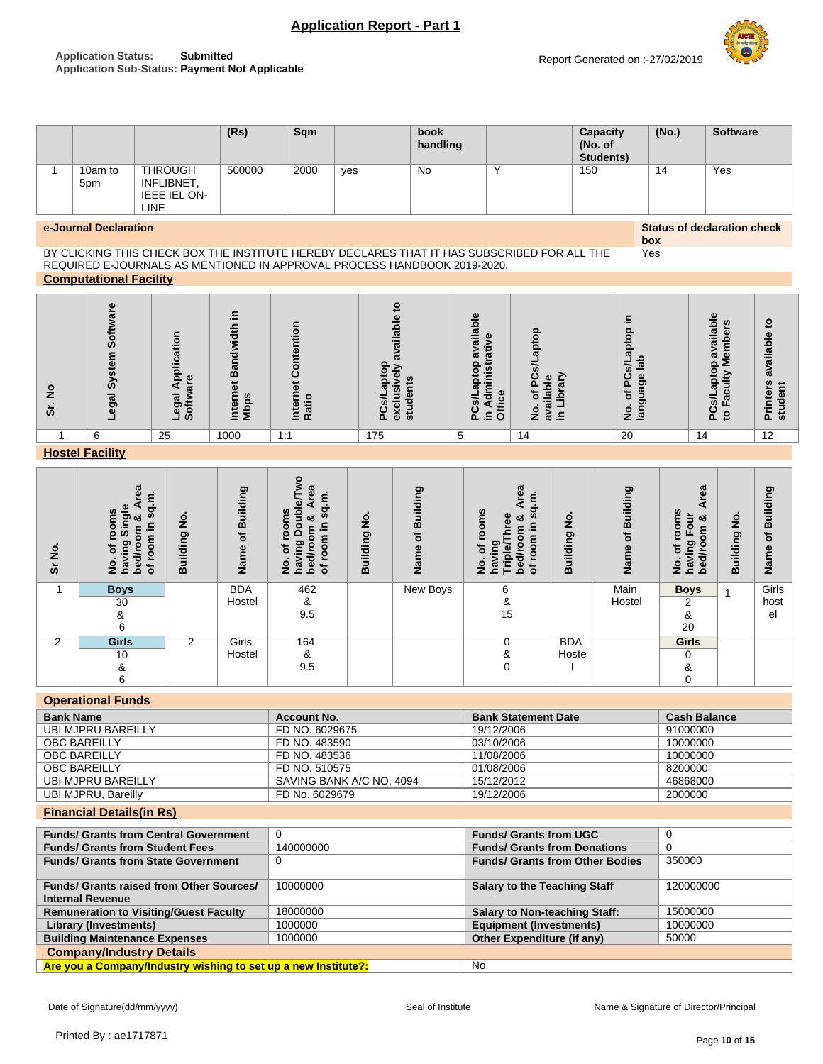# Application Report - Part 1

**Application Status:** Submitted
**Application Sub-Status:** Payment Not Applicable

Report Generated on :-27/02/2019

| | | | (Rs) | Sqm | | book handling | | Capacity (No. of Students) | (No.) | Software |
|---|---|---|---|---|---|---|---|---|---|---|
| 1 | 10am to 5pm | THROUGH INFLIBNET, IEEE IEL ON-LINE | 500000 | 2000 | yes | No | Y | 150 | 14 | Yes |

**e-Journal Declaration**

BY CLICKING THIS CHECK BOX THE INSTITUTE HEREBY DECLARES THAT IT HAS SUBSCRIBED FOR ALL THE REQUIRED E-JOURNALS AS MENTIONED IN APPROVAL PROCESS HANDBOOK 2019-2020.

**Status of declaration check box**
Yes

**Computational Facility**

| Sr. No | Legal System Software | Legal Application Software | Internet Bandwidth in Mbps | Internet Contention Ratio | PCs/Laptop exclusively available to students | PCs/Laptop available in Administrative Office | No. of PCs/Laptop available in Library | No. of PCs/Laptop in language lab | PCs/Laptop available to Faculty Members | Printers available to student |
|---|---|---|---|---|---|---|---|---|---|---|
| 1 | 6 | 25 | 1000 | 1:1 | 175 | 5 | 14 | 20 | 14 | 12 |

**Hostel Facility**

| Sr No. | No. of rooms having Single bed/room & Area of room in sq.m. | Building No. | Name of Building | No. of rooms having Double/Two bed/room & Area of room in sq.m. | Building No. | Name of Building | No. of rooms having Triple/Three bed/room & Area of room in sq.m. | Building No. | Name of Building | No. of rooms having Four bed/room & Area | Building No. | Name of Building |
|---|---|---|---|---|---|---|---|---|---|---|---|---|
| 1 | **Boys** 30 & 6 | | BDA Hostel | 462 & 9.5 | | New Boys | 6 & 15 | | Main Hostel | **Boys** 2 & 20 | 1 | Girls hostel |
| 2 | **Girls** 10 & 6 | 2 | Girls Hostel | 164 & 9.5 | | | 0 & 0 | BDA Hostel | | **Girls** 0 & 0 | | |

**Operational Funds**

| Bank Name | Account No. | Bank Statement Date | Cash Balance |
|---|---|---|---|
| UBI MJPRU BAREILLY | FD NO. 6029675 | 19/12/2006 | 91000000 |
| OBC BAREILLY | FD NO. 483590 | 03/10/2006 | 10000000 |
| OBC BAREILLY | FD NO. 483536 | 11/08/2006 | 10000000 |
| OBC BAREILLY | FD NO. 510575 | 01/08/2006 | 8200000 |
| UBI MJPRU BAREILLY | SAVING BANK A/C NO. 4094 | 15/12/2012 | 46868000 |
| UBI MJPRU, Bareilly | FD No. 6029679 | 19/12/2006 | 2000000 |

**Financial Details(in Rs)**

| | | | |
|---|---|---|---|
| **Funds/ Grants from Central Government** | 0 | **Funds/ Grants from UGC** | 0 |
| **Funds/ Grants from Student Fees** | 140000000 | **Funds/ Grants from Donations** | 0 |
| **Funds/ Grants from State Government** | 0 | **Funds/ Grants from Other Bodies** | 350000 |
| **Funds/ Grants raised from Other Sources/ Internal Revenue** | 10000000 | **Salary to the Teaching Staff** | 120000000 |
| **Remuneration to Visiting/Guest Faculty** | 18000000 | **Salary to Non-teaching Staff:** | 15000000 |
| **Library (Investments)** | 1000000 | **Equipment (Investments)** | 10000000 |
| **Building Maintenance Expenses** | 1000000 | **Other Expenditure (if any)** | 50000 |

**Company/Industry Details**

| | |
|---|---|
| **Are you a Company/Industry wishing to set up a new Institute?:** | No |

Date of Signature(dd/mm/yyyy) | Seal of Institute | Name & Signature of Director/Principal

Printed By : ae1717871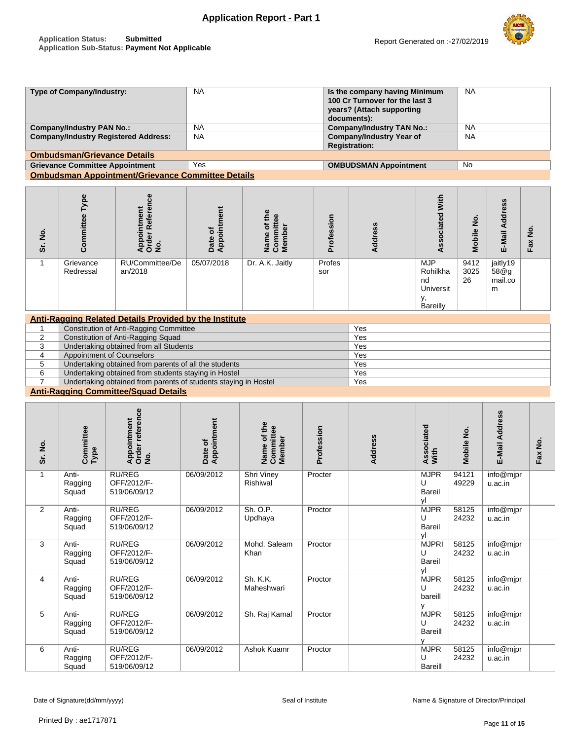## Application Report - Part 1

**Application Status:** Submitted
**Application Sub-Status:** Payment Not Applicable

Report Generated on :-27/02/2019

| Type of Company/Industry: | NA | Is the company having Minimum 100 Cr Turnover for the last 3 years? (Attach supporting documents): | NA |
|---|---|---|---|
| Company/Industry PAN No.: | NA | Company/Industry TAN No.: | NA |
| Company/Industry Registered Address: | NA | Company/Industry Year of Registration: | NA |

### Ombudsman/Grievance Details

| Grievance Committee Appointment | Yes | OMBUDSMAN Appointment | No |
|---|---|---|---|

### Ombudsman Appointment/Grievance Committee Details

| Sr. No. | Committee Type | Appointment Order Reference No. | Date of Appointment | Name of the Committee Member | Profession | Address | Associated With | Mobile No. | E-Mail Address | Fax No. |
|---|---|---|---|---|---|---|---|---|---|---|
| 1 | Grievance Redressal | RU/Committee/Dean/2018 | 05/07/2018 | Dr. A.K. Jaitly | Professor | | MJP Rohilkhand University, Bareilly | 9412302526 | jaitly1958@gmail.com | |

### Anti-Ragging Related Details Provided by the Institute

| | | |
|---|---|---|
| 1 | Constitution of Anti-Ragging Committee | Yes |
| 2 | Constitution of Anti-Ragging Squad | Yes |
| 3 | Undertaking obtained from all Students | Yes |
| 4 | Appointment of Counselors | Yes |
| 5 | Undertaking obtained from parents of all the students | Yes |
| 6 | Undertaking obtained from students staying in Hostel | Yes |
| 7 | Undertaking obtained from parents of students staying in Hostel | Yes |

### Anti-Ragging Committee/Squad Details

| Sr. No. | Committee Type | Appointment Order reference No. | Date of Appointment | Name of the Committee Member | Profession | Address | Associated With | Mobile No. | E-Mail Address | Fax No. |
|---|---|---|---|---|---|---|---|---|---|---|
| 1 | Anti-Ragging Squad | RU/REG OFF/2012/F-519/06/09/12 | 06/09/2012 | Shri Viney Rishiwal | Procter | | MJPRU Bareilyl | 9412149229 | info@mjpru.ac.in | |
| 2 | Anti-Ragging Squad | RU/REG OFF/2012/F-519/06/09/12 | 06/09/2012 | Sh. O.P. Updhaya | Proctor | | MJPRU Bareilyl | 5812524232 | info@mjpru.ac.in | |
| 3 | Anti-Ragging Squad | RU/REG OFF/2012/F-519/06/09/12 | 06/09/2012 | Mohd. Saleam Khan | Proctor | | MJPRIU Bareilyl | 5812524232 | info@mjpru.ac.in | |
| 4 | Anti-Ragging Squad | RU/REG OFF/2012/F-519/06/09/12 | 06/09/2012 | Sh. K.K. Maheshwari | Proctor | | MJPRU bareilly | 5812524232 | info@mjpru.ac.in | |
| 5 | Anti-Ragging Squad | RU/REG OFF/2012/F-519/06/09/12 | 06/09/2012 | Sh. Raj Kamal | Proctor | | MJPRU Bareilly | 5812524232 | info@mjpru.ac.in | |
| 6 | Anti-Ragging Squad | RU/REG OFF/2012/F-519/06/09/12 | 06/09/2012 | Ashok Kuamr | Proctor | | MJPRU Bareill | 5812524232 | info@mjpru.ac.in | |

Date of Signature(dd/mm/yyyy) Seal of Institute Name & Signature of Director/Principal

Printed By : ae1717871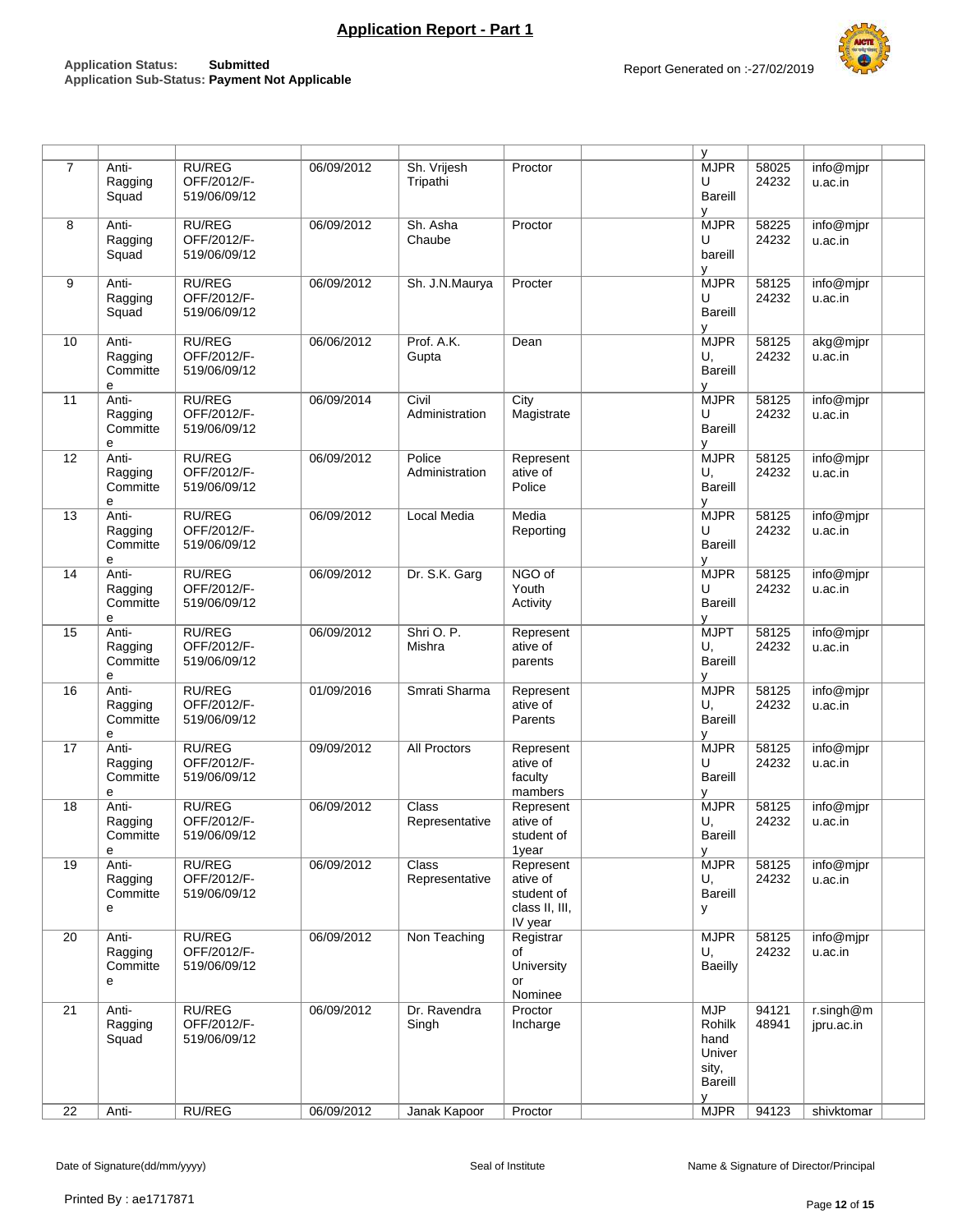# Application Report - Part 1

**Application Status:** **Submitted**
**Application Sub-Status:** **Payment Not Applicable**

Report Generated on :-27/02/2019

| | | | | | | | | | | |
|---|---|---|---|---|---|---|---|---|---|---|
| | | | | | | | y | | | |
| 7 | Anti-Ragging Squad | RU/REG OFF/2012/F-519/06/09/12 | 06/09/2012 | Sh. Vrijesh Tripathi | Proctor | | MJPR U Bareilly | 5802524232 | info@mjpru.ac.in | |
| 8 | Anti-Ragging Squad | RU/REG OFF/2012/F-519/06/09/12 | 06/09/2012 | Sh. Asha Chaube | Proctor | | MJPR U bareilly | 5822524232 | info@mjpru.ac.in | |
| 9 | Anti-Ragging Squad | RU/REG OFF/2012/F-519/06/09/12 | 06/09/2012 | Sh. J.N.Maurya | Procter | | MJPR U Bareilly | 5812524232 | info@mjpru.ac.in | |
| 10 | Anti-Ragging Committe e | RU/REG OFF/2012/F-519/06/09/12 | 06/06/2012 | Prof. A.K. Gupta | Dean | | MJPR U, Bareilly | 5812524232 | akg@mjpru.ac.in | |
| 11 | Anti-Ragging Committe e | RU/REG OFF/2012/F-519/06/09/12 | 06/09/2014 | Civil Administration | City Magistrate | | MJPR U Bareilly | 5812524232 | info@mjpru.ac.in | |
| 12 | Anti-Ragging Committe e | RU/REG OFF/2012/F-519/06/09/12 | 06/09/2012 | Police Administration | Representative of Police | | MJPR U, Bareilly | 5812524232 | info@mjpru.ac.in | |
| 13 | Anti-Ragging Committe e | RU/REG OFF/2012/F-519/06/09/12 | 06/09/2012 | Local Media | Media Reporting | | MJPR U Bareilly | 5812524232 | info@mjpru.ac.in | |
| 14 | Anti-Ragging Committe e | RU/REG OFF/2012/F-519/06/09/12 | 06/09/2012 | Dr. S.K. Garg | NGO of Youth Activity | | MJPR U Bareilly | 5812524232 | info@mjpru.ac.in | |
| 15 | Anti-Ragging Committe e | RU/REG OFF/2012/F-519/06/09/12 | 06/09/2012 | Shri O. P. Mishra | Representative of parents | | MJPT U, Bareilly | 5812524232 | info@mjpru.ac.in | |
| 16 | Anti-Ragging Committe e | RU/REG OFF/2012/F-519/06/09/12 | 01/09/2016 | Smrati Sharma | Representative of Parents | | MJPR U, Bareilly | 5812524232 | info@mjpru.ac.in | |
| 17 | Anti-Ragging Committe e | RU/REG OFF/2012/F-519/06/09/12 | 09/09/2012 | All Proctors | Representative of faculty mambers | | MJPR U Bareilly | 5812524232 | info@mjpru.ac.in | |
| 18 | Anti-Ragging Committe e | RU/REG OFF/2012/F-519/06/09/12 | 06/09/2012 | Class Representative | Representative of student of 1year | | MJPR U, Bareilly | 5812524232 | info@mjpru.ac.in | |
| 19 | Anti-Ragging Committe e | RU/REG OFF/2012/F-519/06/09/12 | 06/09/2012 | Class Representative | Representative of student of class II, III, IV year | | MJPR U, Bareilly | 5812524232 | info@mjpru.ac.in | |
| 20 | Anti-Ragging Committe e | RU/REG OFF/2012/F-519/06/09/12 | 06/09/2012 | Non Teaching | Registrar of University or Nominee | | MJPR U, Baeilly | 5812524232 | info@mjpru.ac.in | |
| 21 | Anti-Ragging Squad | RU/REG OFF/2012/F-519/06/09/12 | 06/09/2012 | Dr. Ravendra Singh | Proctor Incharge | | MJP Rohilkhand University, Bareilly | 9412148941 | r.singh@mjpru.ac.in | |
| 22 | Anti- | RU/REG | 06/09/2012 | Janak Kapoor | Proctor | | MJPR | 94123 | shivktomar | |

Date of Signature(dd/mm/yyyy) | Seal of Institute | Name & Signature of Director/Principal

Printed By : ae1717871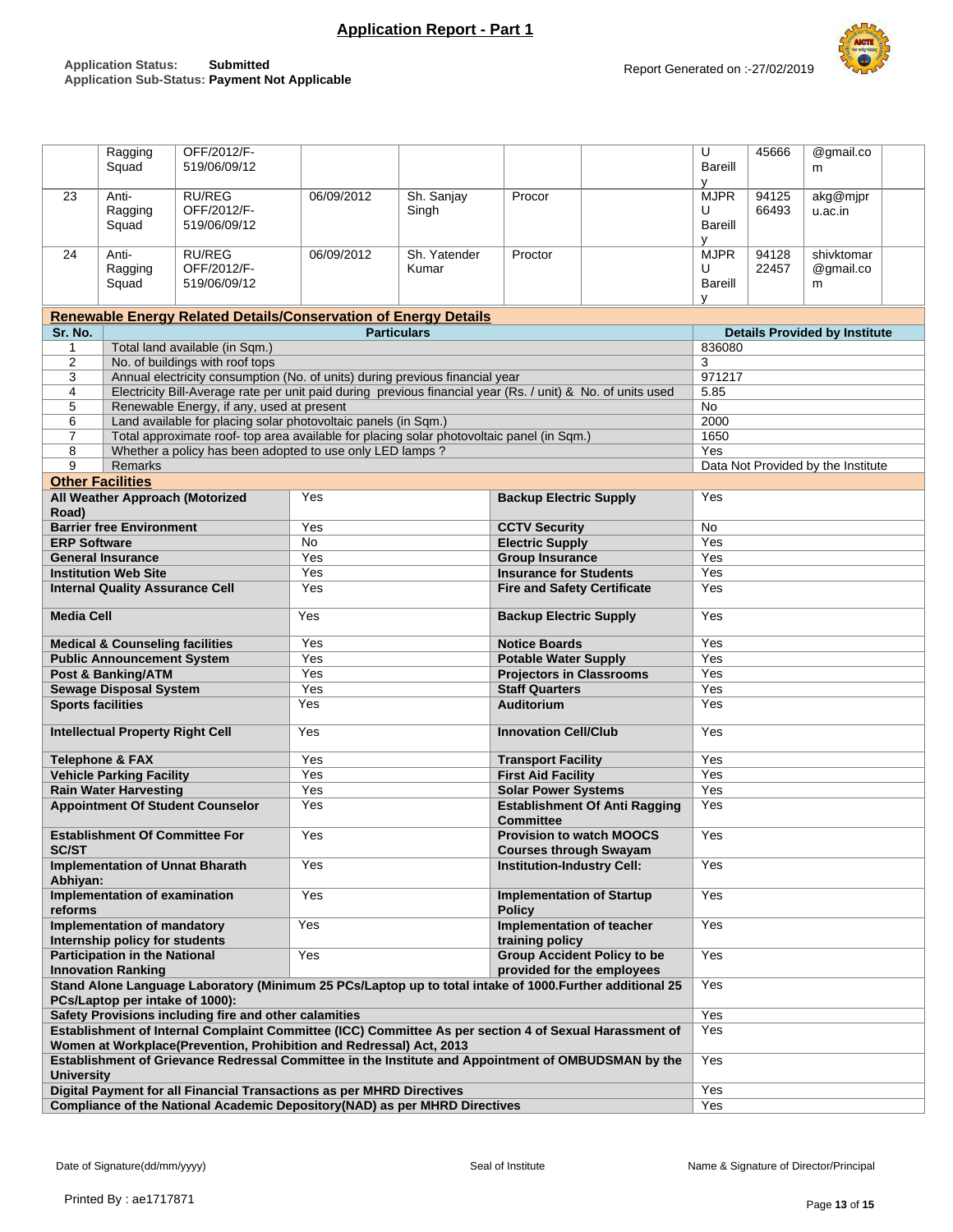# Application Report - Part 1

**Application Status:** Submitted
**Application Sub-Status:** Payment Not Applicable

Report Generated on :-27/02/2019

| | | | | | | | | | | |
|---|---|---|---|---|---|---|---|---|---|---|
| | Ragging Squad | OFF/2012/F-519/06/09/12 | | | | | U Bareilly | 45666 | @gmail.com | |
| 23 | Anti-Ragging Squad | RU/REG OFF/2012/F-519/06/09/12 | 06/09/2012 | Sh. Sanjay Singh | Procor | | MJPRU Bareilly | 9412566493 | akg@mjpru.ac.in | |
| 24 | Anti-Ragging Squad | RU/REG OFF/2012/F-519/06/09/12 | 06/09/2012 | Sh. Yatender Kumar | Proctor | | MJPRU Bareilly | 9412822457 | shivktomar@gmail.com | |

## Renewable Energy Related Details/Conservation of Energy Details

| Sr. No. | Particulars | Details Provided by Institute |
|---|---|---|
| 1 | Total land available (in Sqm.) | 836080 |
| 2 | No. of buildings with roof tops | 3 |
| 3 | Annual electricity consumption (No. of units) during previous financial year | 971217 |
| 4 | Electricity Bill-Average rate per unit paid during previous financial year (Rs. / unit) & No. of units used | 5.85 |
| 5 | Renewable Energy, if any, used at present | No |
| 6 | Land available for placing solar photovoltaic panels (in Sqm.) | 2000 |
| 7 | Total approximate roof- top area available for placing solar photovoltaic panel (in Sqm.) | 1650 |
| 8 | Whether a policy has been adopted to use only LED lamps ? | Yes |
| 9 | Remarks | Data Not Provided by the Institute |

## Other Facilities

| Facility | Status | Facility | Status |
|---|---|---|---|
| **All Weather Approach (Motorized Road)** | Yes | **Backup Electric Supply** | Yes |
| **Barrier free Environment** | Yes | **CCTV Security** | No |
| **ERP Software** | No | **Electric Supply** | Yes |
| **General Insurance** | Yes | **Group Insurance** | Yes |
| **Institution Web Site** | Yes | **Insurance for Students** | Yes |
| **Internal Quality Assurance Cell** | Yes | **Fire and Safety Certificate** | Yes |
| **Media Cell** | Yes | **Backup Electric Supply** | Yes |
| **Medical & Counseling facilities** | Yes | **Notice Boards** | Yes |
| **Public Announcement System** | Yes | **Potable Water Supply** | Yes |
| **Post & Banking/ATM** | Yes | **Projectors in Classrooms** | Yes |
| **Sewage Disposal System** | Yes | **Staff Quarters** | Yes |
| **Sports facilities** | Yes | **Auditorium** | Yes |
| **Intellectual Property Right Cell** | Yes | **Innovation Cell/Club** | Yes |
| **Telephone & FAX** | Yes | **Transport Facility** | Yes |
| **Vehicle Parking Facility** | Yes | **First Aid Facility** | Yes |
| **Rain Water Harvesting** | Yes | **Solar Power Systems** | Yes |
| **Appointment Of Student Counselor** | Yes | **Establishment Of Anti Ragging Committee** | Yes |
| **Establishment Of Committee For SC/ST** | Yes | **Provision to watch MOOCS Courses through Swayam** | Yes |
| **Implementation of Unnat Bharath Abhiyan:** | Yes | **Institution-Industry Cell:** | Yes |
| **Implementation of examination reforms** | Yes | **Implementation of Startup Policy** | Yes |
| **Implementation of mandatory Internship policy for students** | Yes | **Implementation of teacher training policy** | Yes |
| **Participation in the National Innovation Ranking** | Yes | **Group Accident Policy to be provided for the employees** | Yes |

| Facility | Status |
|---|---|
| **Stand Alone Language Laboratory (Minimum 25 PCs/Laptop up to total intake of 1000.Further additional 25 PCs/Laptop per intake of 1000):** | Yes |
| **Safety Provisions including fire and other calamities** | Yes |
| **Establishment of Internal Complaint Committee (ICC) Committee As per section 4 of Sexual Harassment of Women at Workplace(Prevention, Prohibition and Redressal) Act, 2013** | Yes |
| **Establishment of Grievance Redressal Committee in the Institute and Appointment of OMBUDSMAN by the University** | Yes |
| **Digital Payment for all Financial Transactions as per MHRD Directives** | Yes |
| **Compliance of the National Academic Depository(NAD) as per MHRD Directives** | Yes |

Date of Signature(dd/mm/yyyy) Seal of Institute Name & Signature of Director/Principal

Printed By : ae1717871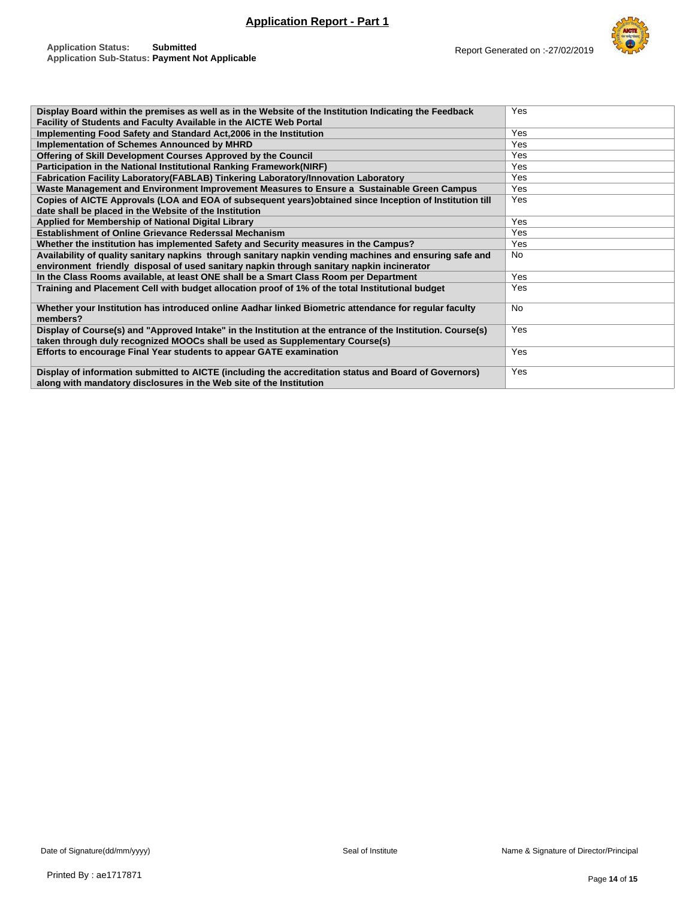# Application Report - Part 1

**Application Status:** **Submitted**
**Application Sub-Status:** **Payment Not Applicable**

Report Generated on :-27/02/2019

| | |
|---|---|
| **Display Board within the premises as well as in the Website of the Institution Indicating the Feedback Facility of Students and Faculty Available in the AICTE Web Portal** | Yes |
| **Implementing Food Safety and Standard Act,2006 in the Institution** | Yes |
| **Implementation of Schemes Announced by MHRD** | Yes |
| **Offering of Skill Development Courses Approved by the Council** | Yes |
| **Participation in the National Institutional Ranking Framework(NIRF)** | Yes |
| **Fabrication Facility Laboratory(FABLAB) Tinkering Laboratory/Innovation Laboratory** | Yes |
| **Waste Management and Environment Improvement Measures to Ensure a Sustainable Green Campus** | Yes |
| **Copies of AICTE Approvals (LOA and EOA of subsequent years)obtained since Inception of Institution till date shall be placed in the Website of the Institution** | Yes |
| **Applied for Membership of National Digital Library** | Yes |
| **Establishment of Online Grievance Rederssal Mechanism** | Yes |
| **Whether the institution has implemented Safety and Security measures in the Campus?** | Yes |
| **Availability of quality sanitary napkins through sanitary napkin vending machines and ensuring safe and environment friendly disposal of used sanitary napkin through sanitary napkin incinerator** | No |
| **In the Class Rooms available, at least ONE shall be a Smart Class Room per Department** | Yes |
| **Training and Placement Cell with budget allocation proof of 1% of the total Institutional budget** | Yes |
| **Whether your Institution has introduced online Aadhar linked Biometric attendance for regular faculty members?** | No |
| **Display of Course(s) and "Approved Intake" in the Institution at the entrance of the Institution. Course(s) taken through duly recognized MOOCs shall be used as Supplementary Course(s)** | Yes |
| **Efforts to encourage Final Year students to appear GATE examination** | Yes |
| **Display of information submitted to AICTE (including the accreditation status and Board of Governors) along with mandatory disclosures in the Web site of the Institution** | Yes |

Date of Signature(dd/mm/yyyy) Seal of Institute Name & Signature of Director/Principal

Printed By : ae1717871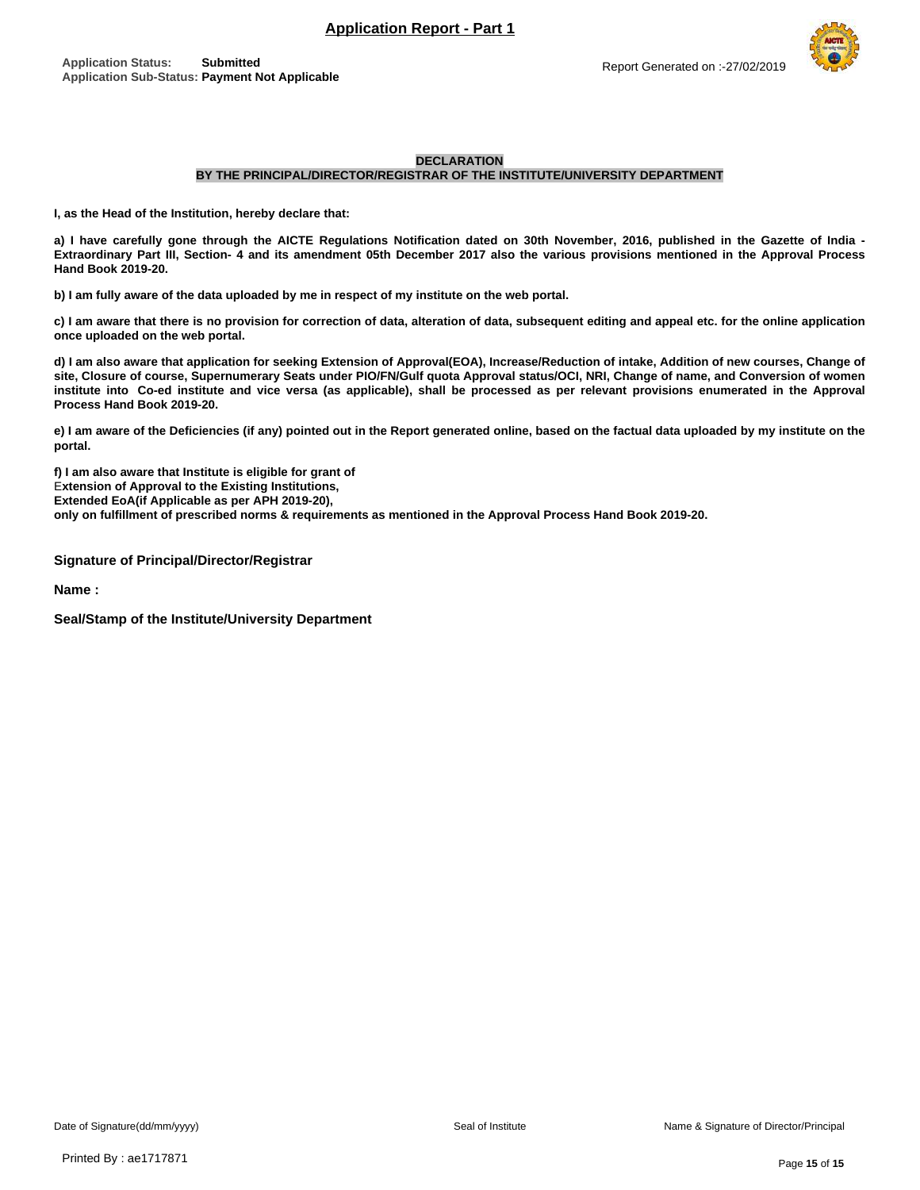# Application Report - Part 1

**Application Status:** **Submitted**
**Application Sub-Status:** **Payment Not Applicable**

Report Generated on :-27/02/2019

## DECLARATION
## BY THE PRINCIPAL/DIRECTOR/REGISTRAR OF THE INSTITUTE/UNIVERSITY DEPARTMENT

**I, as the Head of the Institution, hereby declare that:**

**a) I have carefully gone through the AICTE Regulations Notification dated on 30th November, 2016, published in the Gazette of India - Extraordinary Part III, Section- 4 and its amendment 05th December 2017 also the various provisions mentioned in the Approval Process Hand Book 2019-20.**

**b) I am fully aware of the data uploaded by me in respect of my institute on the web portal.**

**c) I am aware that there is no provision for correction of data, alteration of data, subsequent editing and appeal etc. for the online application once uploaded on the web portal.**

**d) I am also aware that application for seeking Extension of Approval(EOA), Increase/Reduction of intake, Addition of new courses, Change of site, Closure of course, Supernumerary Seats under PIO/FN/Gulf quota Approval status/OCI, NRI, Change of name, and Conversion of women institute into Co-ed institute and vice versa (as applicable), shall be processed as per relevant provisions enumerated in the Approval Process Hand Book 2019-20.**

**e) I am aware of the Deficiencies (if any) pointed out in the Report generated online, based on the factual data uploaded by my institute on the portal.**

**f) I am also aware that Institute is eligible for grant of**
**Extension of Approval to the Existing Institutions,**
**Extended EoA(if Applicable as per APH 2019-20),**
**only on fulfillment of prescribed norms & requirements as mentioned in the Approval Process Hand Book 2019-20.**

**Signature of Principal/Director/Registrar**

**Name :**

**Seal/Stamp of the Institute/University Department**

Date of Signature(dd/mm/yyyy) | Seal of Institute | Name & Signature of Director/Principal

Printed By : ae1717871